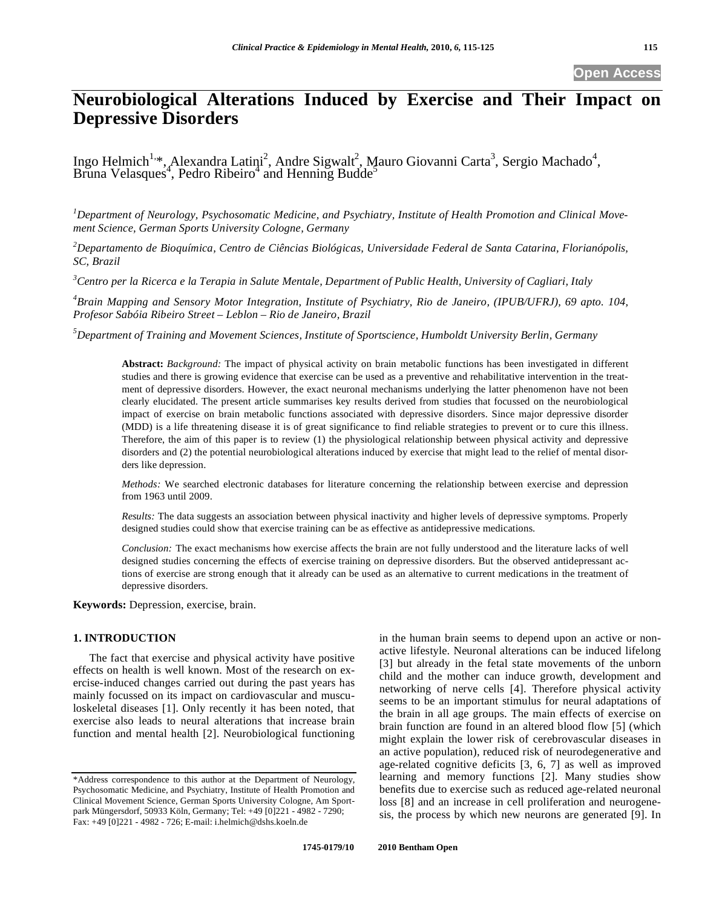Open Access

# Neurobiological Alterations Induced by Exercise and Their Impact on Depressive Disorders

Ingo Helmich[1,*], Alexandra Latini[2], Andre Sigwalt[2], Mauro Giovanni Carta[3], Sergio Machado[4], Bruna Velasques[4], Pedro Ribeiro[4] and Henning Budde[5]

[1]*Department of Neurology, Psychosomatic Medicine, and Psychiatry, Institute of Health Promotion and Clinical Movement Science, German Sports University Cologne, Germany*

[2]*Departamento de Bioquímica, Centro de Ciências Biológicas, Universidade Federal de Santa Catarina, Florianópolis, SC, Brazil*

[3]*Centro per la Ricerca e la Terapia in Salute Mentale, Department of Public Health, University of Cagliari, Italy*

[4]*Brain Mapping and Sensory Motor Integration, Institute of Psychiatry, Rio de Janeiro, (IPUB/UFRJ), 69 apto. 104, Profesor Sabóia Ribeiro Street – Leblon – Rio de Janeiro, Brazil*

[5]*Department of Training and Movement Sciences, Institute of Sportscience, Humboldt University Berlin, Germany*

**Abstract:** *Background:* The impact of physical activity on brain metabolic functions has been investigated in different studies and there is growing evidence that exercise can be used as a preventive and rehabilitative intervention in the treatment of depressive disorders. However, the exact neuronal mechanisms underlying the latter phenomenon have not been clearly elucidated. The present article summarises key results derived from studies that focussed on the neurobiological impact of exercise on brain metabolic functions associated with depressive disorders. Since major depressive disorder (MDD) is a life threatening disease it is of great significance to find reliable strategies to prevent or to cure this illness. Therefore, the aim of this paper is to review (1) the physiological relationship between physical activity and depressive disorders and (2) the potential neurobiological alterations induced by exercise that might lead to the relief of mental disorders like depression.

*Methods:* We searched electronic databases for literature concerning the relationship between exercise and depression from 1963 until 2009.

*Results:* The data suggests an association between physical inactivity and higher levels of depressive symptoms. Properly designed studies could show that exercise training can be as effective as antidepressive medications.

*Conclusion:* The exact mechanisms how exercise affects the brain are not fully understood and the literature lacks of well designed studies concerning the effects of exercise training on depressive disorders. But the observed antidepressant actions of exercise are strong enough that it already can be used as an alternative to current medications in the treatment of depressive disorders.

**Keywords:** Depression, exercise, brain.

## 1. INTRODUCTION

The fact that exercise and physical activity have positive effects on health is well known. Most of the research on exercise-induced changes carried out during the past years has mainly focussed on its impact on cardiovascular and musculoskeletal diseases [1]. Only recently it has been noted, that exercise also leads to neural alterations that increase brain function and mental health [2]. Neurobiological functioning in the human brain seems to depend upon an active or non-active lifestyle. Neuronal alterations can be induced lifelong [3] but already in the fetal state movements of the unborn child and the mother can induce growth, development and networking of nerve cells [4]. Therefore physical activity seems to be an important stimulus for neural adaptations of the brain in all age groups. The main effects of exercise on brain function are found in an altered blood flow [5] (which might explain the lower risk of cerebrovascular diseases in an active population), reduced risk of neurodegenerative and age-related cognitive deficits [3, 6, 7] as well as improved learning and memory functions [2]. Many studies show benefits due to exercise such as reduced age-related neuronal loss [8] and an increase in cell proliferation and neurogenesis, the process by which new neurons are generated [9]. In

*Address correspondence to this author at the Department of Neurology, Psychosomatic Medicine, and Psychiatry, Institute of Health Promotion and Clinical Movement Science, German Sports University Cologne, Am Sportpark Müngersdorf, 50933 Köln, Germany; Tel: +49 [0]221 - 4982 - 7290; Fax: +49 [0]221 - 4982 - 726; E-mail: i.helmich@dshs.koeln.de

1745-0179/10 2010 Bentham Open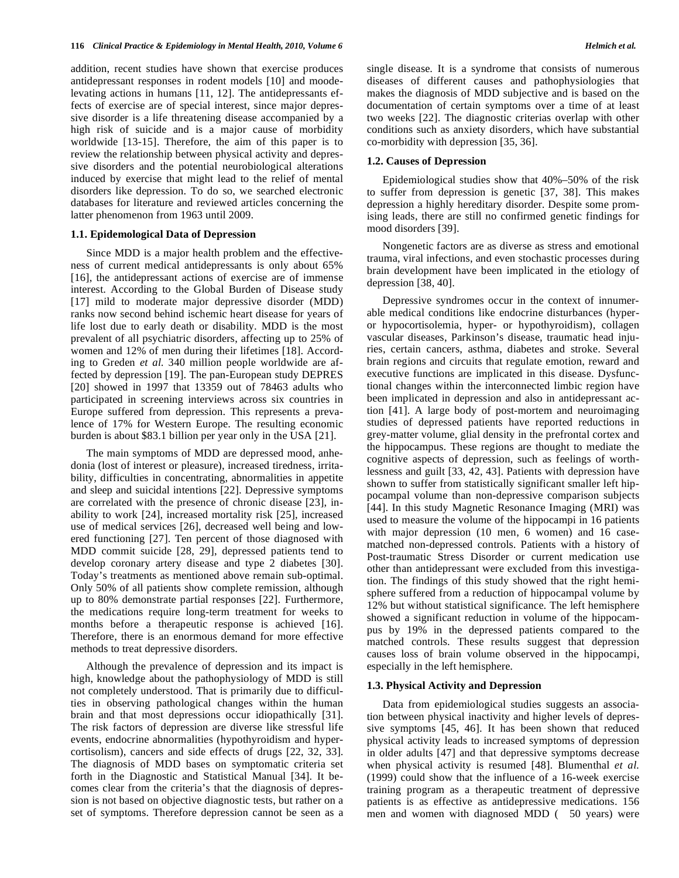addition, recent studies have shown that exercise produces antidepressant responses in rodent models [10] and moodelevating actions in humans [11, 12]. The antidepressants effects of exercise are of special interest, since major depressive disorder is a life threatening disease accompanied by a high risk of suicide and is a major cause of morbidity worldwide [13-15]. Therefore, the aim of this paper is to review the relationship between physical activity and depressive disorders and the potential neurobiological alterations induced by exercise that might lead to the relief of mental disorders like depression. To do so, we searched electronic databases for literature and reviewed articles concerning the latter phenomenon from 1963 until 2009.

### 1.1. Epidemological Data of Depression

Since MDD is a major health problem and the effectiveness of current medical antidepressants is only about 65% [16], the antidepressant actions of exercise are of immense interest. According to the Global Burden of Disease study [17] mild to moderate major depressive disorder (MDD) ranks now second behind ischemic heart disease for years of life lost due to early death or disability. MDD is the most prevalent of all psychiatric disorders, affecting up to 25% of women and 12% of men during their lifetimes [18]. According to Greden *et al.* 340 million people worldwide are affected by depression [19]. The pan-European study DEPRES [20] showed in 1997 that 13359 out of 78463 adults who participated in screening interviews across six countries in Europe suffered from depression. This represents a prevalence of 17% for Western Europe. The resulting economic burden is about $83.1 billion per year only in the USA [21].

The main symptoms of MDD are depressed mood, anhedonia (lost of interest or pleasure), increased tiredness, irritability, difficulties in concentrating, abnormalities in appetite and sleep and suicidal intentions [22]. Depressive symptoms are correlated with the presence of chronic disease [23], inability to work [24], increased mortality risk [25], increased use of medical services [26], decreased well being and lowered functioning [27]. Ten percent of those diagnosed with MDD commit suicide [28, 29], depressed patients tend to develop coronary artery disease and type 2 diabetes [30]. Today's treatments as mentioned above remain sub-optimal. Only 50% of all patients show complete remission, although up to 80% demonstrate partial responses [22]. Furthermore, the medications require long-term treatment for weeks to months before a therapeutic response is achieved [16]. Therefore, there is an enormous demand for more effective methods to treat depressive disorders.

Although the prevalence of depression and its impact is high, knowledge about the pathophysiology of MDD is still not completely understood. That is primarily due to difficulties in observing pathological changes within the human brain and that most depressions occur idiopathically [31]. The risk factors of depression are diverse like stressful life events, endocrine abnormalities (hypothyroidism and hypercortisolism), cancers and side effects of drugs [22, 32, 33]. The diagnosis of MDD bases on symptomatic criteria set forth in the Diagnostic and Statistical Manual [34]. It becomes clear from the criteria's that the diagnosis of depression is not based on objective diagnostic tests, but rather on a set of symptoms. Therefore depression cannot be seen as a single disease. It is a syndrome that consists of numerous diseases of different causes and pathophysiologies that makes the diagnosis of MDD subjective and is based on the documentation of certain symptoms over a time of at least two weeks [22]. The diagnostic criterias overlap with other conditions such as anxiety disorders, which have substantial co-morbidity with depression [35, 36].

### 1.2. Causes of Depression

Epidemiological studies show that 40%–50% of the risk to suffer from depression is genetic [37, 38]. This makes depression a highly hereditary disorder. Despite some promising leads, there are still no confirmed genetic findings for mood disorders [39].

Nongenetic factors are as diverse as stress and emotional trauma, viral infections, and even stochastic processes during brain development have been implicated in the etiology of depression [38, 40].

Depressive syndromes occur in the context of innumerable medical conditions like endocrine disturbances (hyper- or hypocortisolemia, hyper- or hypothyroidism), collagen vascular diseases, Parkinson's disease, traumatic head injuries, certain cancers, asthma, diabetes and stroke. Several brain regions and circuits that regulate emotion, reward and executive functions are implicated in this disease. Dysfunctional changes within the interconnected limbic region have been implicated in depression and also in antidepressant action [41]. A large body of post-mortem and neuroimaging studies of depressed patients have reported reductions in grey-matter volume, glial density in the prefrontal cortex and the hippocampus. These regions are thought to mediate the cognitive aspects of depression, such as feelings of worthlessness and guilt [33, 42, 43]. Patients with depression have shown to suffer from statistically significant smaller left hippocampal volume than non-depressive comparison subjects [44]. In this study Magnetic Resonance Imaging (MRI) was used to measure the volume of the hippocampi in 16 patients with major depression (10 men, 6 women) and 16 case-matched non-depressed controls. Patients with a history of Post-traumatic Stress Disorder or current medication use other than antidepressant were excluded from this investigation. The findings of this study showed that the right hemisphere suffered from a reduction of hippocampal volume by 12% but without statistical significance. The left hemisphere showed a significant reduction in volume of the hippocampus by 19% in the depressed patients compared to the matched controls. These results suggest that depression causes loss of brain volume observed in the hippocampi, especially in the left hemisphere.

### 1.3. Physical Activity and Depression

Data from epidemiological studies suggests an association between physical inactivity and higher levels of depressive symptoms [45, 46]. It has been shown that reduced physical activity leads to increased symptoms of depression in older adults [47] and that depressive symptoms decrease when physical activity is resumed [48]. Blumenthal *et al.* (1999) could show that the influence of a 16-week exercise training program as a therapeutic treatment of depressive patients is as effective as antidepressive medications. 156 men and women with diagnosed MDD ( 50 years) were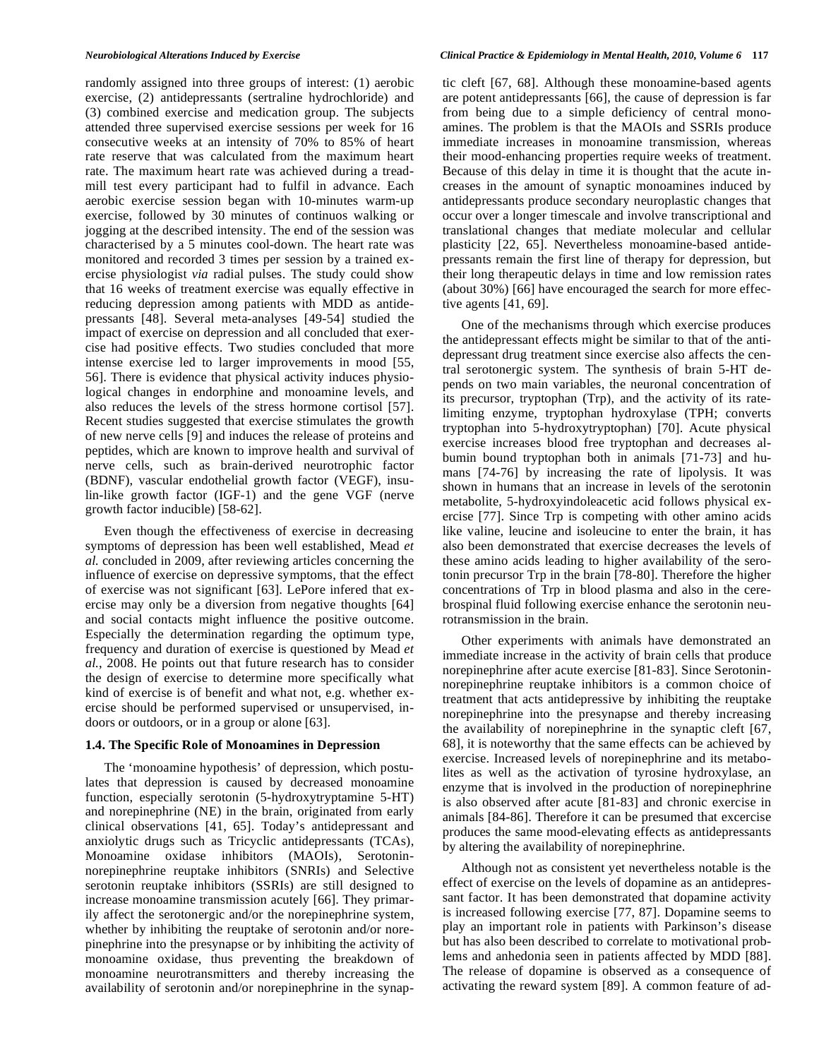randomly assigned into three groups of interest: (1) aerobic exercise, (2) antidepressants (sertraline hydrochloride) and (3) combined exercise and medication group. The subjects attended three supervised exercise sessions per week for 16 consecutive weeks at an intensity of 70% to 85% of heart rate reserve that was calculated from the maximum heart rate. The maximum heart rate was achieved during a treadmill test every participant had to fulfil in advance. Each aerobic exercise session began with 10-minutes warm-up exercise, followed by 30 minutes of continuos walking or jogging at the described intensity. The end of the session was characterised by a 5 minutes cool-down. The heart rate was monitored and recorded 3 times per session by a trained exercise physiologist *via* radial pulses. The study could show that 16 weeks of treatment exercise was equally effective in reducing depression among patients with MDD as antidepressants [48]. Several meta-analyses [49-54] studied the impact of exercise on depression and all concluded that exercise had positive effects. Two studies concluded that more intense exercise led to larger improvements in mood [55, 56]. There is evidence that physical activity induces physiological changes in endorphine and monoamine levels, and also reduces the levels of the stress hormone cortisol [57]. Recent studies suggested that exercise stimulates the growth of new nerve cells [9] and induces the release of proteins and peptides, which are known to improve health and survival of nerve cells, such as brain-derived neurotrophic factor (BDNF), vascular endothelial growth factor (VEGF), insulin-like growth factor (IGF-1) and the gene VGF (nerve growth factor inducible) [58-62].

Even though the effectiveness of exercise in decreasing symptoms of depression has been well established, Mead *et al.* concluded in 2009, after reviewing articles concerning the influence of exercise on depressive symptoms, that the effect of exercise was not significant [63]. LePore infered that exercise may only be a diversion from negative thoughts [64] and social contacts might influence the positive outcome. Especially the determination regarding the optimum type, frequency and duration of exercise is questioned by Mead *et al.*, 2008. He points out that future research has to consider the design of exercise to determine more specifically what kind of exercise is of benefit and what not, e.g. whether exercise should be performed supervised or unsupervised, indoors or outdoors, or in a group or alone [63].

### 1.4. The Specific Role of Monoamines in Depression

The 'monoamine hypothesis' of depression, which postulates that depression is caused by decreased monoamine function, especially serotonin (5-hydroxytryptamine 5-HT) and norepinephrine (NE) in the brain, originated from early clinical observations [41, 65]. Today's antidepressant and anxiolytic drugs such as Tricyclic antidepressants (TCAs), Monoamine oxidase inhibitors (MAOIs), Serotonin-norepinephrine reuptake inhibitors (SNRIs) and Selective serotonin reuptake inhibitors (SSRIs) are still designed to increase monoamine transmission acutely [66]. They primarily affect the serotonergic and/or the norepinephrine system, whether by inhibiting the reuptake of serotonin and/or norepinephrine into the presynapse or by inhibiting the activity of monoamine oxidase, thus preventing the breakdown of monoamine neurotransmitters and thereby increasing the availability of serotonin and/or norepinephrine in the synaptic cleft [67, 68]. Although these monoamine-based agents are potent antidepressants [66], the cause of depression is far from being due to a simple deficiency of central monoamines. The problem is that the MAOIs and SSRIs produce immediate increases in monoamine transmission, whereas their mood-enhancing properties require weeks of treatment. Because of this delay in time it is thought that the acute increases in the amount of synaptic monoamines induced by antidepressants produce secondary neuroplastic changes that occur over a longer timescale and involve transcriptional and translational changes that mediate molecular and cellular plasticity [22, 65]. Nevertheless monoamine-based antidepressants remain the first line of therapy for depression, but their long therapeutic delays in time and low remission rates (about 30%) [66] have encouraged the search for more effective agents [41, 69].

One of the mechanisms through which exercise produces the antidepressant effects might be similar to that of the antidepressant drug treatment since exercise also affects the central serotonergic system. The synthesis of brain 5-HT depends on two main variables, the neuronal concentration of its precursor, tryptophan (Trp), and the activity of its rate-limiting enzyme, tryptophan hydroxylase (TPH; converts tryptophan into 5-hydroxytryptophan) [70]. Acute physical exercise increases blood free tryptophan and decreases albumin bound tryptophan both in animals [71-73] and humans [74-76] by increasing the rate of lipolysis. It was shown in humans that an increase in levels of the serotonin metabolite, 5-hydroxyindoleacetic acid follows physical exercise [77]. Since Trp is competing with other amino acids like valine, leucine and isoleucine to enter the brain, it has also been demonstrated that exercise decreases the levels of these amino acids leading to higher availability of the serotonin precursor Trp in the brain [78-80]. Therefore the higher concentrations of Trp in blood plasma and also in the cerebrospinal fluid following exercise enhance the serotonin neurotransmission in the brain.

Other experiments with animals have demonstrated an immediate increase in the activity of brain cells that produce norepinephrine after acute exercise [81-83]. Since Serotonin-norepinephrine reuptake inhibitors is a common choice of treatment that acts antidepressive by inhibiting the reuptake norepinephrine into the presynapse and thereby increasing the availability of norepinephrine in the synaptic cleft [67, 68], it is noteworthy that the same effects can be achieved by exercise. Increased levels of norepinephrine and its metabolites as well as the activation of tyrosine hydroxylase, an enzyme that is involved in the production of norepinephrine is also observed after acute [81-83] and chronic exercise in animals [84-86]. Therefore it can be presumed that excercise produces the same mood-elevating effects as antidepressants by altering the availability of norepinephrine.

Although not as consistent yet nevertheless notable is the effect of exercise on the levels of dopamine as an antidepressant factor. It has been demonstrated that dopamine activity is increased following exercise [77, 87]. Dopamine seems to play an important role in patients with Parkinson's disease but has also been described to correlate to motivational problems and anhedonia seen in patients affected by MDD [88]. The release of dopamine is observed as a consequence of activating the reward system [89]. A common feature of ad-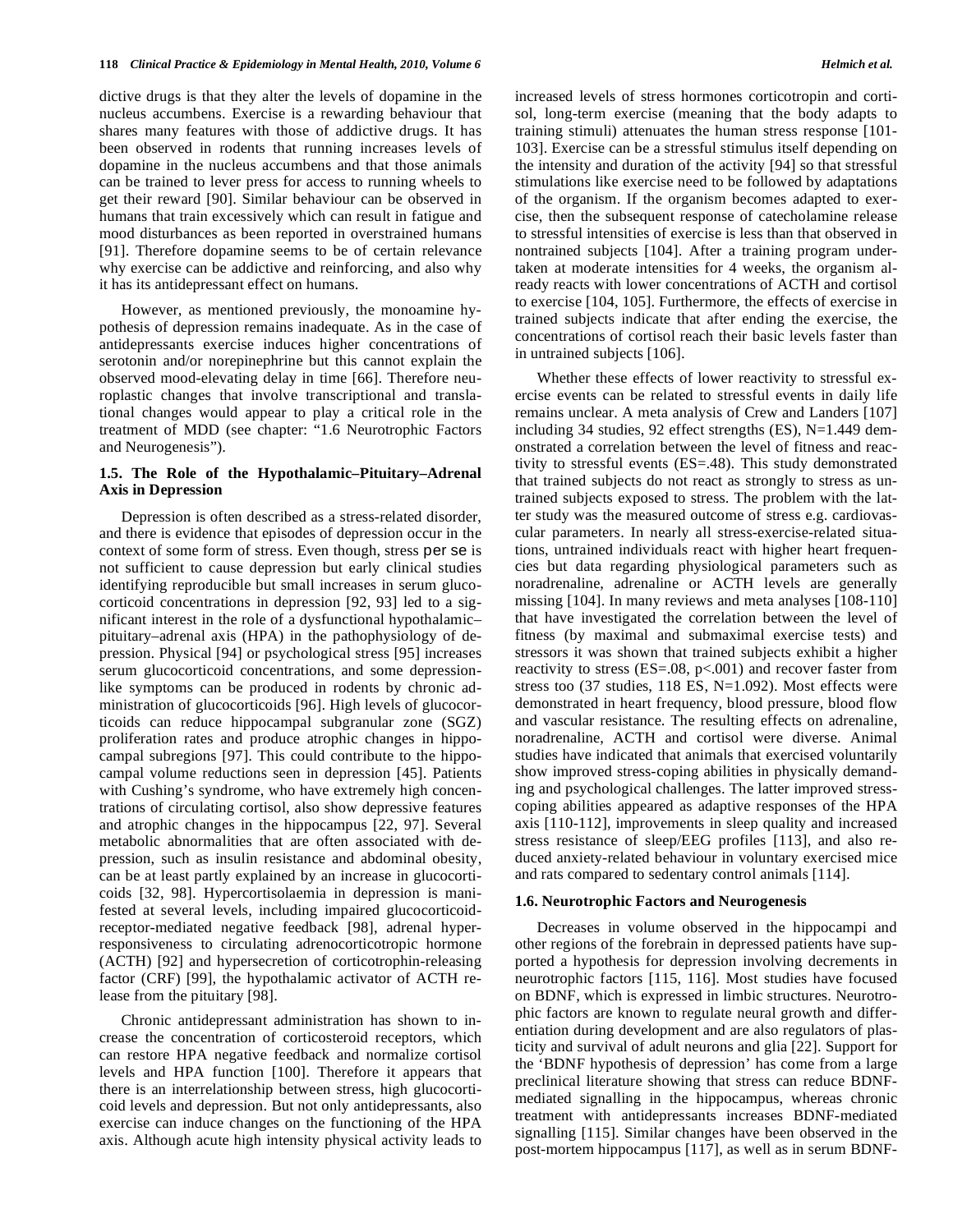dictive drugs is that they alter the levels of dopamine in the nucleus accumbens. Exercise is a rewarding behaviour that shares many features with those of addictive drugs. It has been observed in rodents that running increases levels of dopamine in the nucleus accumbens and that those animals can be trained to lever press for access to running wheels to get their reward [90]. Similar behaviour can be observed in humans that train excessively which can result in fatigue and mood disturbances as been reported in overstrained humans [91]. Therefore dopamine seems to be of certain relevance why exercise can be addictive and reinforcing, and also why it has its antidepressant effect on humans.

However, as mentioned previously, the monoamine hypothesis of depression remains inadequate. As in the case of antidepressants exercise induces higher concentrations of serotonin and/or norepinephrine but this cannot explain the observed mood-elevating delay in time [66]. Therefore neuroplastic changes that involve transcriptional and translational changes would appear to play a critical role in the treatment of MDD (see chapter: "1.6 Neurotrophic Factors and Neurogenesis").

### 1.5. The Role of the Hypothalamic–Pituitary–Adrenal Axis in Depression

Depression is often described as a stress-related disorder, and there is evidence that episodes of depression occur in the context of some form of stress. Even though, stress *per se* is not sufficient to cause depression but early clinical studies identifying reproducible but small increases in serum glucocorticoid concentrations in depression [92, 93] led to a significant interest in the role of a dysfunctional hypothalamic–pituitary–adrenal axis (HPA) in the pathophysiology of depression. Physical [94] or psychological stress [95] increases serum glucocorticoid concentrations, and some depression-like symptoms can be produced in rodents by chronic administration of glucocorticoids [96]. High levels of glucocorticoids can reduce hippocampal subgranular zone (SGZ) proliferation rates and produce atrophic changes in hippocampal subregions [97]. This could contribute to the hippocampal volume reductions seen in depression [45]. Patients with Cushing's syndrome, who have extremely high concentrations of circulating cortisol, also show depressive features and atrophic changes in the hippocampus [22, 97]. Several metabolic abnormalities that are often associated with depression, such as insulin resistance and abdominal obesity, can be at least partly explained by an increase in glucocorticoids [32, 98]. Hypercortisolaemia in depression is manifested at several levels, including impaired glucocorticoid-receptor-mediated negative feedback [98], adrenal hyper-responsiveness to circulating adrenocorticotropic hormone (ACTH) [92] and hypersecretion of corticotrophin-releasing factor (CRF) [99], the hypothalamic activator of ACTH release from the pituitary [98].

Chronic antidepressant administration has shown to increase the concentration of corticosteroid receptors, which can restore HPA negative feedback and normalize cortisol levels and HPA function [100]. Therefore it appears that there is an interrelationship between stress, high glucocorticoid levels and depression. But not only antidepressants, also exercise can induce changes on the functioning of the HPA axis. Although acute high intensity physical activity leads to increased levels of stress hormones corticotropin and cortisol, long-term exercise (meaning that the body adapts to training stimuli) attenuates the human stress response [101-103]. Exercise can be a stressful stimulus itself depending on the intensity and duration of the activity [94] so that stressful stimulations like exercise need to be followed by adaptations of the organism. If the organism becomes adapted to exercise, then the subsequent response of catecholamine release to stressful intensities of exercise is less than that observed in nontrained subjects [104]. After a training program undertaken at moderate intensities for 4 weeks, the organism already reacts with lower concentrations of ACTH and cortisol to exercise [104, 105]. Furthermore, the effects of exercise in trained subjects indicate that after ending the exercise, the concentrations of cortisol reach their basic levels faster than in untrained subjects [106].

Whether these effects of lower reactivity to stressful exercise events can be related to stressful events in daily life remains unclear. A meta analysis of Crew and Landers [107] including 34 studies, 92 effect strengths (ES), N=1.449 demonstrated a correlation between the level of fitness and reactivity to stressful events (ES=.48). This study demonstrated that trained subjects do not react as strongly to stress as untrained subjects exposed to stress. The problem with the latter study was the measured outcome of stress e.g. cardiovascular parameters. In nearly all stress-exercise-related situations, untrained individuals react with higher heart frequencies but data regarding physiological parameters such as noradrenaline, adrenaline or ACTH levels are generally missing [104]. In many reviews and meta analyses [108-110] that have investigated the correlation between the level of fitness (by maximal and submaximal exercise tests) and stressors it was shown that trained subjects exhibit a higher reactivity to stress (ES=.08, $p<.001$) and recover faster from stress too (37 studies, 118 ES, N=1.092). Most effects were demonstrated in heart frequency, blood pressure, blood flow and vascular resistance. The resulting effects on adrenaline, noradrenaline, ACTH and cortisol were diverse. Animal studies have indicated that animals that exercised voluntarily show improved stress-coping abilities in physically demanding and psychological challenges. The latter improved stress-coping abilities appeared as adaptive responses of the HPA axis [110-112], improvements in sleep quality and increased stress resistance of sleep/EEG profiles [113], and also reduced anxiety-related behaviour in voluntary exercised mice and rats compared to sedentary control animals [114].

### 1.6. Neurotrophic Factors and Neurogenesis

Decreases in volume observed in the hippocampi and other regions of the forebrain in depressed patients have supported a hypothesis for depression involving decrements in neurotrophic factors [115, 116]. Most studies have focused on BDNF, which is expressed in limbic structures. Neurotrophic factors are known to regulate neural growth and differentiation during development and are also regulators of plasticity and survival of adult neurons and glia [22]. Support for the 'BDNF hypothesis of depression' has come from a large preclinical literature showing that stress can reduce BDNF-mediated signalling in the hippocampus, whereas chronic treatment with antidepressants increases BDNF-mediated signalling [115]. Similar changes have been observed in the post-mortem hippocampus [117], as well as in serum BDNF-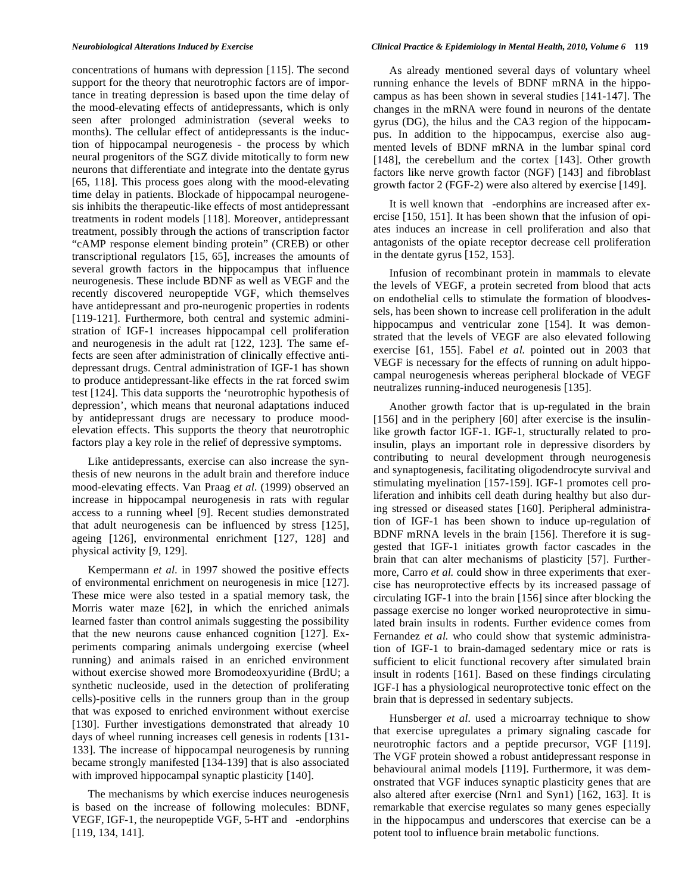concentrations of humans with depression [115]. The second support for the theory that neurotrophic factors are of importance in treating depression is based upon the time delay of the mood-elevating effects of antidepressants, which is only seen after prolonged administration (several weeks to months). The cellular effect of antidepressants is the induction of hippocampal neurogenesis - the process by which neural progenitors of the SGZ divide mitotically to form new neurons that differentiate and integrate into the dentate gyrus [65, 118]. This process goes along with the mood-elevating time delay in patients. Blockade of hippocampal neurogenesis inhibits the therapeutic-like effects of most antidepressant treatments in rodent models [118]. Moreover, antidepressant treatment, possibly through the actions of transcription factor "cAMP response element binding protein" (CREB) or other transcriptional regulators [15, 65], increases the amounts of several growth factors in the hippocampus that influence neurogenesis. These include BDNF as well as VEGF and the recently discovered neuropeptide VGF, which themselves have antidepressant and pro-neurogenic properties in rodents [119-121]. Furthermore, both central and systemic administration of IGF-1 increases hippocampal cell proliferation and neurogenesis in the adult rat [122, 123]. The same effects are seen after administration of clinically effective antidepressant drugs. Central administration of IGF-1 has shown to produce antidepressant-like effects in the rat forced swim test [124]. This data supports the 'neurotrophic hypothesis of depression', which means that neuronal adaptations induced by antidepressant drugs are necessary to produce mood-elevation effects. This supports the theory that neurotrophic factors play a key role in the relief of depressive symptoms.

Like antidepressants, exercise can also increase the synthesis of new neurons in the adult brain and therefore induce mood-elevating effects. Van Praag *et al.* (1999) observed an increase in hippocampal neurogenesis in rats with regular access to a running wheel [9]. Recent studies demonstrated that adult neurogenesis can be influenced by stress [125], ageing [126], environmental enrichment [127, 128] and physical activity [9, 129].

Kempermann *et al.* in 1997 showed the positive effects of environmental enrichment on neurogenesis in mice [127]. These mice were also tested in a spatial memory task, the Morris water maze [62], in which the enriched animals learned faster than control animals suggesting the possibility that the new neurons cause enhanced cognition [127]. Experiments comparing animals undergoing exercise (wheel running) and animals raised in an enriched environment without exercise showed more Bromodeoxyuridine (BrdU; a synthetic nucleoside, used in the detection of proliferating cells)-positive cells in the runners group than in the group that was exposed to enriched environment without exercise [130]. Further investigations demonstrated that already 10 days of wheel running increases cell genesis in rodents [131-133]. The increase of hippocampal neurogenesis by running became strongly manifested [134-139] that is also associated with improved hippocampal synaptic plasticity [140].

The mechanisms by which exercise induces neurogenesis is based on the increase of following molecules: BDNF, VEGF, IGF-1, the neuropeptide VGF, 5-HT and -endorphins [119, 134, 141].

As already mentioned several days of voluntary wheel running enhance the levels of BDNF mRNA in the hippocampus as has been shown in several studies [141-147]. The changes in the mRNA were found in neurons of the dentate gyrus (DG), the hilus and the CA3 region of the hippocampus. In addition to the hippocampus, exercise also augmented levels of BDNF mRNA in the lumbar spinal cord [148], the cerebellum and the cortex [143]. Other growth factors like nerve growth factor (NGF) [143] and fibroblast growth factor 2 (FGF-2) were also altered by exercise [149].

It is well known that -endorphins are increased after exercise [150, 151]. It has been shown that the infusion of opiates induces an increase in cell proliferation and also that antagonists of the opiate receptor decrease cell proliferation in the dentate gyrus [152, 153].

Infusion of recombinant protein in mammals to elevate the levels of VEGF, a protein secreted from blood that acts on endothelial cells to stimulate the formation of bloodvessels, has been shown to increase cell proliferation in the adult hippocampus and ventricular zone [154]. It was demonstrated that the levels of VEGF are also elevated following exercise [61, 155]. Fabel *et al.* pointed out in 2003 that VEGF is necessary for the effects of running on adult hippocampal neurogenesis whereas peripheral blockade of VEGF neutralizes running-induced neurogenesis [135].

Another growth factor that is up-regulated in the brain [156] and in the periphery [60] after exercise is the insulin-like growth factor IGF-1. IGF-1, structurally related to proinsulin, plays an important role in depressive disorders by contributing to neural development through neurogenesis and synaptogenesis, facilitating oligodendrocyte survival and stimulating myelination [157-159]. IGF-1 promotes cell proliferation and inhibits cell death during healthy but also during stressed or diseased states [160]. Peripheral administration of IGF-1 has been shown to induce up-regulation of BDNF mRNA levels in the brain [156]. Therefore it is suggested that IGF-1 initiates growth factor cascades in the brain that can alter mechanisms of plasticity [57]. Furthermore, Carro *et al.* could show in three experiments that exercise has neuroprotective effects by its increased passage of circulating IGF-1 into the brain [156] since after blocking the passage exercise no longer worked neuroprotective in simulated brain insults in rodents. Further evidence comes from Fernandez *et al.* who could show that systemic administration of IGF-1 to brain-damaged sedentary mice or rats is sufficient to elicit functional recovery after simulated brain insult in rodents [161]. Based on these findings circulating IGF-I has a physiological neuroprotective tonic effect on the brain that is depressed in sedentary subjects.

Hunsberger *et al.* used a microarray technique to show that exercise upregulates a primary signaling cascade for neurotrophic factors and a peptide precursor, VGF [119]. The VGF protein showed a robust antidepressant response in behavioural animal models [119]. Furthermore, it was demonstrated that VGF induces synaptic plasticity genes that are also altered after exercise (Nrn1 and Syn1) [162, 163]. It is remarkable that exercise regulates so many genes especially in the hippocampus and underscores that exercise can be a potent tool to influence brain metabolic functions.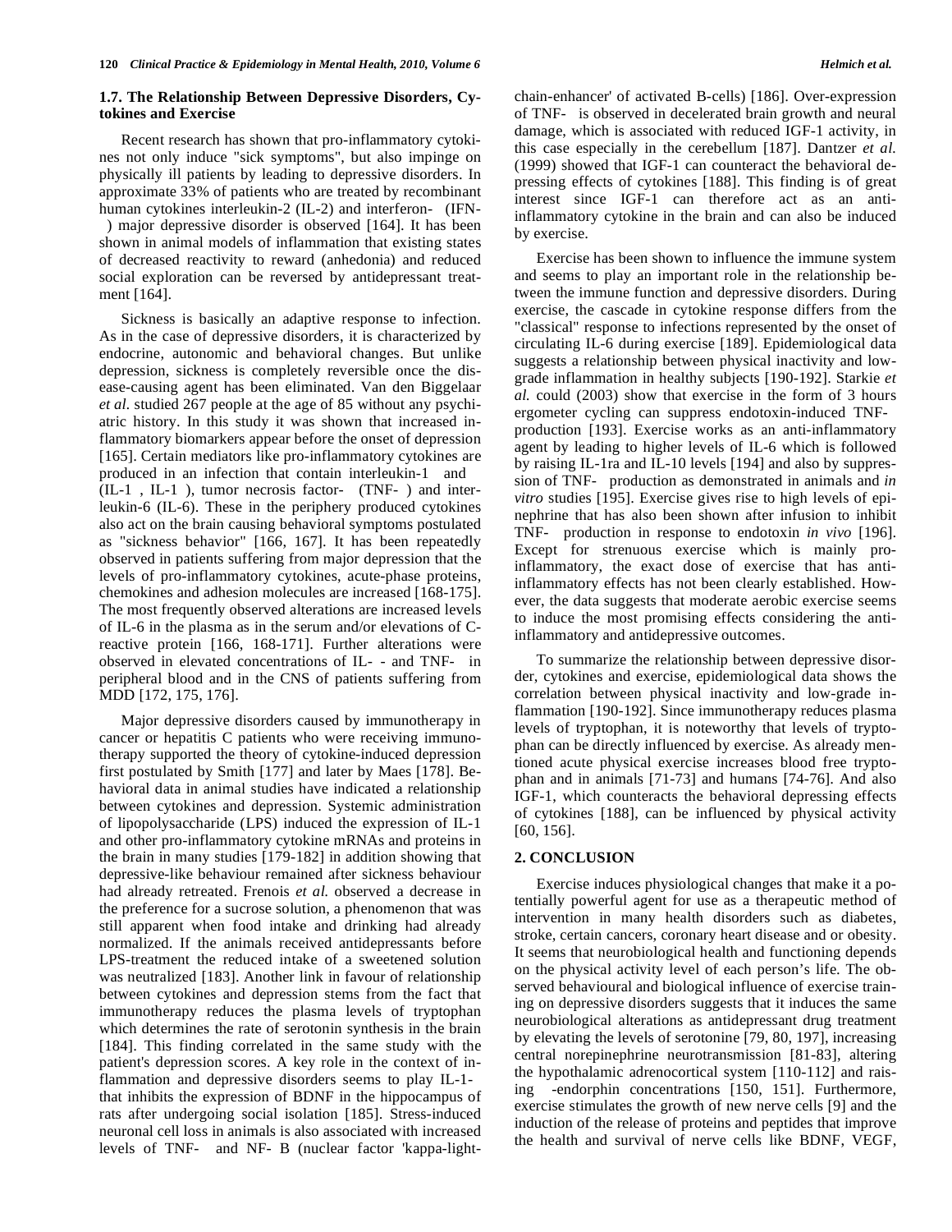### 1.7. The Relationship Between Depressive Disorders, Cytokines and Exercise

Recent research has shown that pro-inflammatory cytokines not only induce "sick symptoms", but also impinge on physically ill patients by leading to depressive disorders. In approximate 33% of patients who are treated by recombinant human cytokines interleukin-2 (IL-2) and interferon- (IFN- ) major depressive disorder is observed [164]. It has been shown in animal models of inflammation that existing states of decreased reactivity to reward (anhedonia) and reduced social exploration can be reversed by antidepressant treatment [164].

Sickness is basically an adaptive response to infection. As in the case of depressive disorders, it is characterized by endocrine, autonomic and behavioral changes. But unlike depression, sickness is completely reversible once the disease-causing agent has been eliminated. Van den Biggelaar *et al.* studied 267 people at the age of 85 without any psychiatric history. In this study it was shown that increased inflammatory biomarkers appear before the onset of depression [165]. Certain mediators like pro-inflammatory cytokines are produced in an infection that contain interleukin-1 and (IL-1 , IL-1 ), tumor necrosis factor- (TNF- ) and interleukin-6 (IL-6). These in the periphery produced cytokines also act on the brain causing behavioral symptoms postulated as "sickness behavior" [166, 167]. It has been repeatedly observed in patients suffering from major depression that the levels of pro-inflammatory cytokines, acute-phase proteins, chemokines and adhesion molecules are increased [168-175]. The most frequently observed alterations are increased levels of IL-6 in the plasma as in the serum and/or elevations of C-reactive protein [166, 168-171]. Further alterations were observed in elevated concentrations of IL- - and TNF- in peripheral blood and in the CNS of patients suffering from MDD [172, 175, 176].

Major depressive disorders caused by immunotherapy in cancer or hepatitis C patients who were receiving immunotherapy supported the theory of cytokine-induced depression first postulated by Smith [177] and later by Maes [178]. Behavioral data in animal studies have indicated a relationship between cytokines and depression. Systemic administration of lipopolysaccharide (LPS) induced the expression of IL-1 and other pro-inflammatory cytokine mRNAs and proteins in the brain in many studies [179-182] in addition showing that depressive-like behaviour remained after sickness behaviour had already retreated. Frenois *et al.* observed a decrease in the preference for a sucrose solution, a phenomenon that was still apparent when food intake and drinking had already normalized. If the animals received antidepressants before LPS-treatment the reduced intake of a sweetened solution was neutralized [183]. Another link in favour of relationship between cytokines and depression stems from the fact that immunotherapy reduces the plasma levels of tryptophan which determines the rate of serotonin synthesis in the brain [184]. This finding correlated in the same study with the patient's depression scores. A key role in the context of inflammation and depressive disorders seems to play IL-1- that inhibits the expression of BDNF in the hippocampus of rats after undergoing social isolation [185]. Stress-induced neuronal cell loss in animals is also associated with increased levels of TNF- and NF- B (nuclear factor 'kappa-light-chain-enhancer' of activated B-cells) [186]. Over-expression of TNF- is observed in decelerated brain growth and neural damage, which is associated with reduced IGF-1 activity, in this case especially in the cerebellum [187]. Dantzer *et al.* (1999) showed that IGF-1 can counteract the behavioral depressing effects of cytokines [188]. This finding is of great interest since IGF-1 can therefore act as an anti-inflammatory cytokine in the brain and can also be induced by exercise.

Exercise has been shown to influence the immune system and seems to play an important role in the relationship between the immune function and depressive disorders. During exercise, the cascade in cytokine response differs from the "classical" response to infections represented by the onset of circulating IL-6 during exercise [189]. Epidemiological data suggests a relationship between physical inactivity and low-grade inflammation in healthy subjects [190-192]. Starkie *et al.* could (2003) show that exercise in the form of 3 hours ergometer cycling can suppress endotoxin-induced TNF- production [193]. Exercise works as an anti-inflammatory agent by leading to higher levels of IL-6 which is followed by raising IL-1ra and IL-10 levels [194] and also by suppression of TNF- production as demonstrated in animals and *in vitro* studies [195]. Exercise gives rise to high levels of epinephrine that has also been shown after infusion to inhibit TNF- production in response to endotoxin *in vivo* [196]. Except for strenuous exercise which is mainly pro-inflammatory, the exact dose of exercise that has anti-inflammatory effects has not been clearly established. However, the data suggests that moderate aerobic exercise seems to induce the most promising effects considering the anti-inflammatory and antidepressive outcomes.

To summarize the relationship between depressive disorder, cytokines and exercise, epidemiological data shows the correlation between physical inactivity and low-grade inflammation [190-192]. Since immunotherapy reduces plasma levels of tryptophan, it is noteworthy that levels of tryptophan can be directly influenced by exercise. As already mentioned acute physical exercise increases blood free tryptophan and in animals [71-73] and humans [74-76]. And also IGF-1, which counteracts the behavioral depressing effects of cytokines [188], can be influenced by physical activity [60, 156].

## 2. CONCLUSION

Exercise induces physiological changes that make it a potentially powerful agent for use as a therapeutic method of intervention in many health disorders such as diabetes, stroke, certain cancers, coronary heart disease and or obesity. It seems that neurobiological health and functioning depends on the physical activity level of each person's life. The observed behavioural and biological influence of exercise training on depressive disorders suggests that it induces the same neurobiological alterations as antidepressant drug treatment by elevating the levels of serotonine [79, 80, 197], increasing central norepinephrine neurotransmission [81-83], altering the hypothalamic adrenocortical system [110-112] and raising -endorphin concentrations [150, 151]. Furthermore, exercise stimulates the growth of new nerve cells [9] and the induction of the release of proteins and peptides that improve the health and survival of nerve cells like BDNF, VEGF,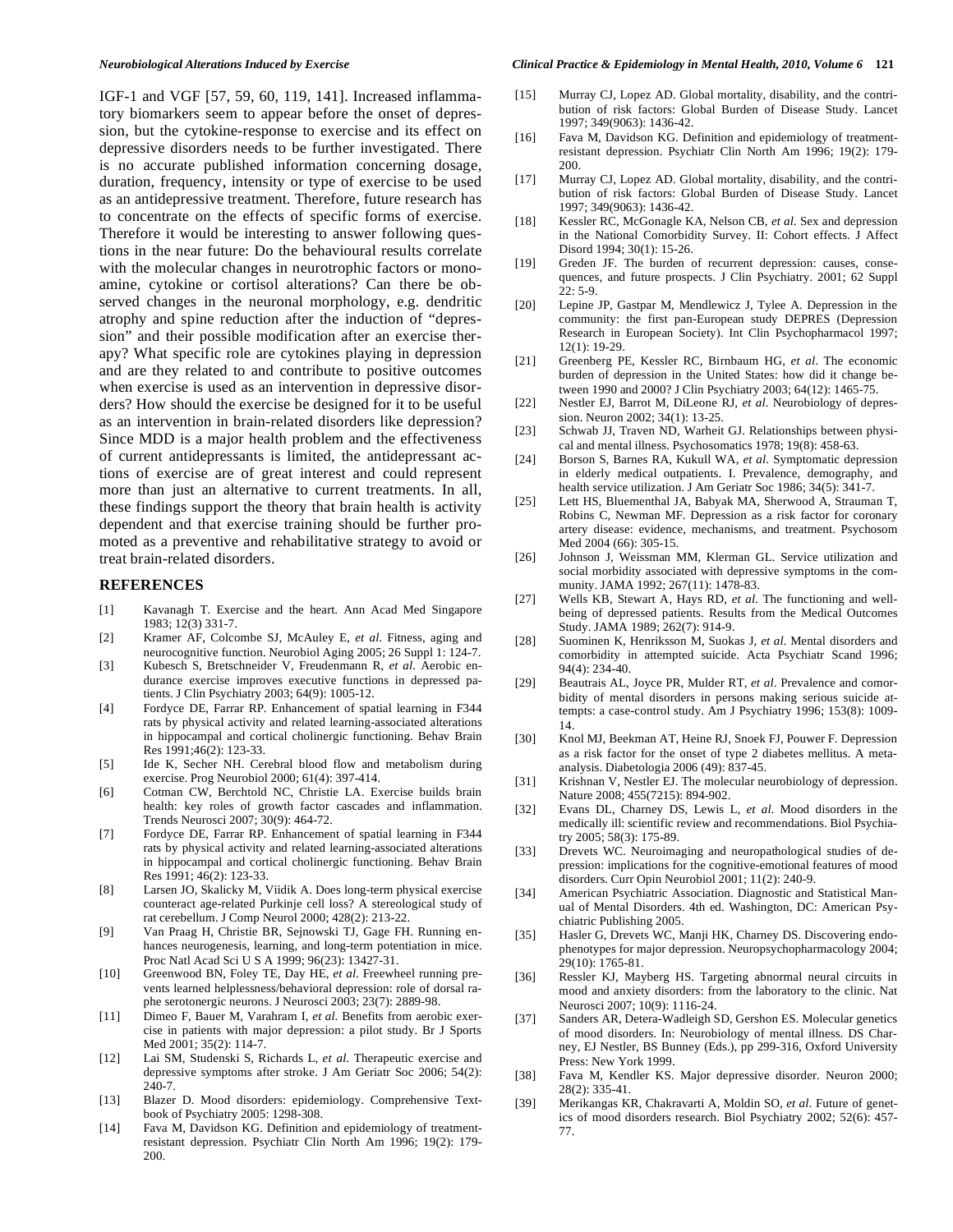IGF-1 and VGF [57, 59, 60, 119, 141]. Increased inflammatory biomarkers seem to appear before the onset of depression, but the cytokine-response to exercise and its effect on depressive disorders needs to be further investigated. There is no accurate published information concerning dosage, duration, frequency, intensity or type of exercise to be used as an antidepressive treatment. Therefore, future research has to concentrate on the effects of specific forms of exercise. Therefore it would be interesting to answer following questions in the near future: Do the behavioural results correlate with the molecular changes in neurotrophic factors or monoamine, cytokine or cortisol alterations? Can there be observed changes in the neuronal morphology, e.g. dendritic atrophy and spine reduction after the induction of "depression" and their possible modification after an exercise therapy? What specific role are cytokines playing in depression and are they related to and contribute to positive outcomes when exercise is used as an intervention in depressive disorders? How should the exercise be designed for it to be useful as an intervention in brain-related disorders like depression? Since MDD is a major health problem and the effectiveness of current antidepressants is limited, the antidepressant actions of exercise are of great interest and could represent more than just an alternative to current treatments. In all, these findings support the theory that brain health is activity dependent and that exercise training should be further promoted as a preventive and rehabilitative strategy to avoid or treat brain-related disorders.

## REFERENCES

[1] Kavanagh T. Exercise and the heart. Ann Acad Med Singapore 1983; 12(3) 331-7.

[2] Kramer AF, Colcombe SJ, McAuley E, *et al*. Fitness, aging and neurocognitive function. Neurobiol Aging 2005; 26 Suppl 1: 124-7.

[3] Kubesch S, Bretschneider V, Freudenmann R, *et al*. Aerobic endurance exercise improves executive functions in depressed patients. J Clin Psychiatry 2003; 64(9): 1005-12.

[4] Fordyce DE, Farrar RP. Enhancement of spatial learning in F344 rats by physical activity and related learning-associated alterations in hippocampal and cortical cholinergic functioning. Behav Brain Res 1991;46(2): 123-33.

[5] Ide K, Secher NH. Cerebral blood flow and metabolism during exercise. Prog Neurobiol 2000; 61(4): 397-414.

[6] Cotman CW, Berchtold NC, Christie LA. Exercise builds brain health: key roles of growth factor cascades and inflammation. Trends Neurosci 2007; 30(9): 464-72.

[7] Fordyce DE, Farrar RP. Enhancement of spatial learning in F344 rats by physical activity and related learning-associated alterations in hippocampal and cortical cholinergic functioning. Behav Brain Res 1991; 46(2): 123-33.

[8] Larsen JO, Skalicky M, Viidik A. Does long-term physical exercise counteract age-related Purkinje cell loss? A stereological study of rat cerebellum. J Comp Neurol 2000; 428(2): 213-22.

[9] Van Praag H, Christie BR, Sejnowski TJ, Gage FH. Running enhances neurogenesis, learning, and long-term potentiation in mice. Proc Natl Acad Sci U S A 1999; 96(23): 13427-31.

[10] Greenwood BN, Foley TE, Day HE, *et al*. Freewheel running prevents learned helplessness/behavioral depression: role of dorsal raphe serotonergic neurons. J Neurosci 2003; 23(7): 2889-98.

[11] Dimeo F, Bauer M, Varahram I, *et al*. Benefits from aerobic exercise in patients with major depression: a pilot study. Br J Sports Med 2001; 35(2): 114-7.

[12] Lai SM, Studenski S, Richards L, *et al*. Therapeutic exercise and depressive symptoms after stroke. J Am Geriatr Soc 2006; 54(2): 240-7.

[13] Blazer D. Mood disorders: epidemiology. Comprehensive Textbook of Psychiatry 2005: 1298-308.

[14] Fava M, Davidson KG. Definition and epidemiology of treatment-resistant depression. Psychiatr Clin North Am 1996; 19(2): 179-200.

[15] Murray CJ, Lopez AD. Global mortality, disability, and the contribution of risk factors: Global Burden of Disease Study. Lancet 1997; 349(9063): 1436-42.

[16] Fava M, Davidson KG. Definition and epidemiology of treatment-resistant depression. Psychiatr Clin North Am 1996; 19(2): 179-200.

[17] Murray CJ, Lopez AD. Global mortality, disability, and the contribution of risk factors: Global Burden of Disease Study. Lancet 1997; 349(9063): 1436-42.

[18] Kessler RC, McGonagle KA, Nelson CB, *et al*. Sex and depression in the National Comorbidity Survey. II: Cohort effects. J Affect Disord 1994; 30(1): 15-26.

[19] Greden JF. The burden of recurrent depression: causes, consequences, and future prospects. J Clin Psychiatry. 2001; 62 Suppl 22: 5-9.

[20] Lepine JP, Gastpar M, Mendlewicz J, Tylee A. Depression in the community: the first pan-European study DEPRES (Depression Research in European Society). Int Clin Psychopharmacol 1997; 12(1): 19-29.

[21] Greenberg PE, Kessler RC, Birnbaum HG, *et al*. The economic burden of depression in the United States: how did it change between 1990 and 2000? J Clin Psychiatry 2003; 64(12): 1465-75.

[22] Nestler EJ, Barrot M, DiLeone RJ, *et al*. Neurobiology of depression. Neuron 2002; 34(1): 13-25.

[23] Schwab JJ, Traven ND, Warheit GJ. Relationships between physical and mental illness. Psychosomatics 1978; 19(8): 458-63.

[24] Borson S, Barnes RA, Kukull WA, *et al*. Symptomatic depression in elderly medical outpatients. I. Prevalence, demography, and health service utilization. J Am Geriatr Soc 1986; 34(5): 341-7.

[25] Lett HS, Bluementhal JA, Babyak MA, Sherwood A, Strauman T, Robins C, Newman MF. Depression as a risk factor for coronary artery disease: evidence, mechanisms, and treatment. Psychosom Med 2004 (66): 305-15.

[26] Johnson J, Weissman MM, Klerman GL. Service utilization and social morbidity associated with depressive symptoms in the community. JAMA 1992; 267(11): 1478-83.

[27] Wells KB, Stewart A, Hays RD, *et al*. The functioning and well-being of depressed patients. Results from the Medical Outcomes Study. JAMA 1989; 262(7): 914-9.

[28] Suominen K, Henriksson M, Suokas J, *et al*. Mental disorders and comorbidity in attempted suicide. Acta Psychiatr Scand 1996; 94(4): 234-40.

[29] Beautrais AL, Joyce PR, Mulder RT, *et al*. Prevalence and comorbidity of mental disorders in persons making serious suicide attempts: a case-control study. Am J Psychiatry 1996; 153(8): 1009-14.

[30] Knol MJ, Beekman AT, Heine RJ, Snoek FJ, Pouwer F. Depression as a risk factor for the onset of type 2 diabetes mellitus. A meta-analysis. Diabetologia 2006 (49): 837-45.

[31] Krishnan V, Nestler EJ. The molecular neurobiology of depression. Nature 2008; 455(7215): 894-902.

[32] Evans DL, Charney DS, Lewis L, *et al*. Mood disorders in the medically ill: scientific review and recommendations. Biol Psychiatry 2005; 58(3): 175-89.

[33] Drevets WC. Neuroimaging and neuropathological studies of depression: implications for the cognitive-emotional features of mood disorders. Curr Opin Neurobiol 2001; 11(2): 240-9.

[34] American Psychiatric Association. Diagnostic and Statistical Manual of Mental Disorders. 4th ed. Washington, DC: American Psychiatric Publishing 2005.

[35] Hasler G, Drevets WC, Manji HK, Charney DS. Discovering endophenotypes for major depression. Neuropsychopharmacology 2004; 29(10): 1765-81.

[36] Ressler KJ, Mayberg HS. Targeting abnormal neural circuits in mood and anxiety disorders: from the laboratory to the clinic. Nat Neurosci 2007; 10(9): 1116-24.

[37] Sanders AR, Detera-Wadleigh SD, Gershon ES. Molecular genetics of mood disorders. In: Neurobiology of mental illness. DS Charney, EJ Nestler, BS Bunney (Eds.), pp 299-316, Oxford University Press: New York 1999.

[38] Fava M, Kendler KS. Major depressive disorder. Neuron 2000; 28(2): 335-41.

[39] Merikangas KR, Chakravarti A, Moldin SO, *et al*. Future of genetics of mood disorders research. Biol Psychiatry 2002; 52(6): 457-77.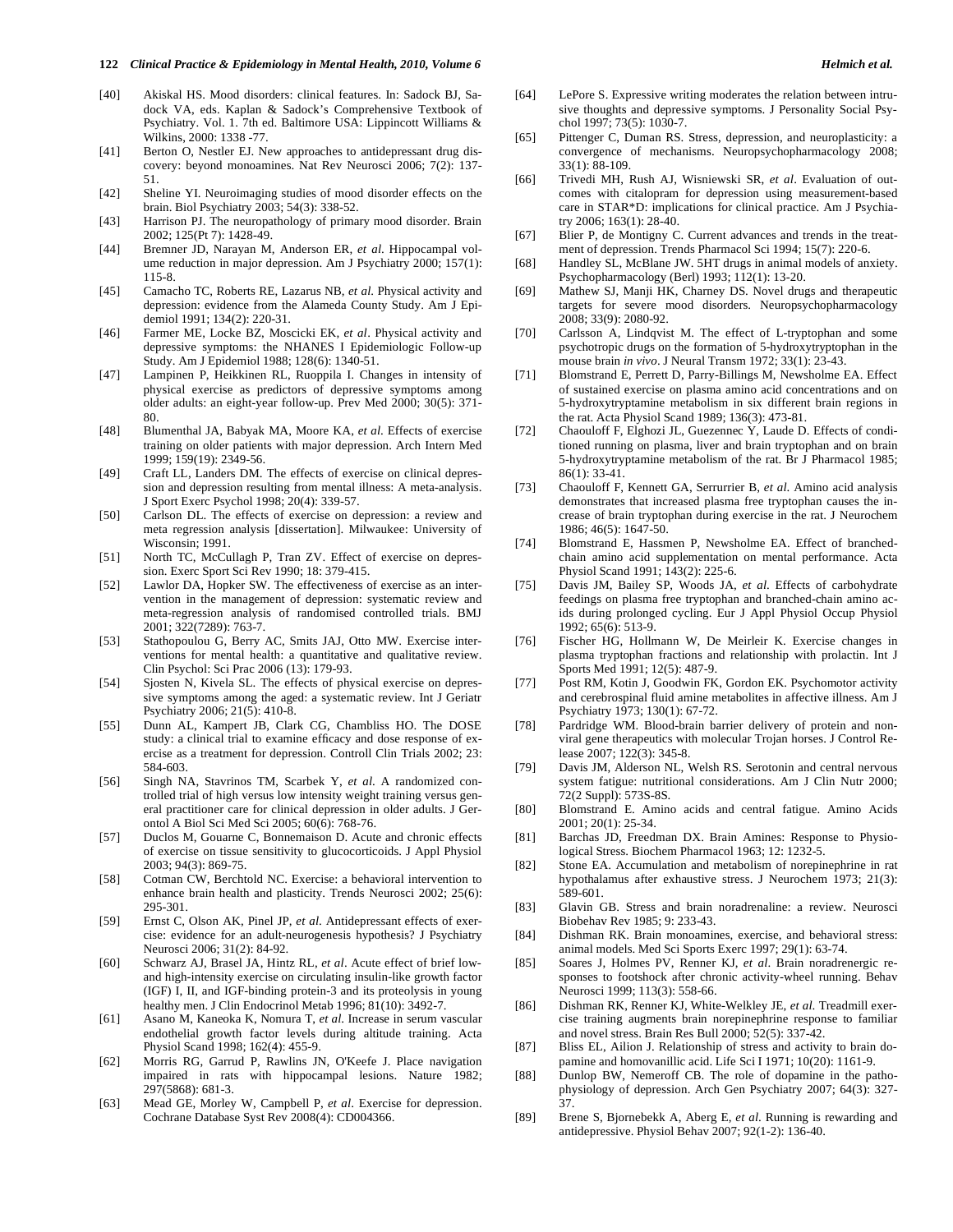[40] Akiskal HS. Mood disorders: clinical features. In: Sadock BJ, Sadock VA, eds. Kaplan & Sadock's Comprehensive Textbook of Psychiatry. Vol. 1. 7th ed. Baltimore USA: Lippincott Williams & Wilkins, 2000: 1338 -77.

[41] Berton O, Nestler EJ. New approaches to antidepressant drug discovery: beyond monoamines. Nat Rev Neurosci 2006; 7(2): 137-51.

[42] Sheline YI. Neuroimaging studies of mood disorder effects on the brain. Biol Psychiatry 2003; 54(3): 338-52.

[43] Harrison PJ. The neuropathology of primary mood disorder. Brain 2002; 125(Pt 7): 1428-49.

[44] Bremner JD, Narayan M, Anderson ER, *et al.* Hippocampal volume reduction in major depression. Am J Psychiatry 2000; 157(1): 115-8.

[45] Camacho TC, Roberts RE, Lazarus NB, *et al.* Physical activity and depression: evidence from the Alameda County Study. Am J Epidemiol 1991; 134(2): 220-31.

[46] Farmer ME, Locke BZ, Moscicki EK, *et al*. Physical activity and depressive symptoms: the NHANES I Epidemiologic Follow-up Study. Am J Epidemiol 1988; 128(6): 1340-51.

[47] Lampinen P, Heikkinen RL, Ruoppila I. Changes in intensity of physical exercise as predictors of depressive symptoms among older adults: an eight-year follow-up. Prev Med 2000; 30(5): 371-80.

[48] Blumenthal JA, Babyak MA, Moore KA, *et al.* Effects of exercise training on older patients with major depression. Arch Intern Med 1999; 159(19): 2349-56.

[49] Craft LL, Landers DM. The effects of exercise on clinical depression and depression resulting from mental illness: A meta-analysis. J Sport Exerc Psychol 1998; 20(4): 339-57.

[50] Carlson DL. The effects of exercise on depression: a review and meta regression analysis [dissertation]. Milwaukee: University of Wisconsin; 1991.

[51] North TC, McCullagh P, Tran ZV. Effect of exercise on depression. Exerc Sport Sci Rev 1990; 18: 379-415.

[52] Lawlor DA, Hopker SW. The effectiveness of exercise as an intervention in the management of depression: systematic review and meta-regression analysis of randomised controlled trials. BMJ 2001; 322(7289): 763-7.

[53] Stathopoulou G, Berry AC, Smits JAJ, Otto MW. Exercise interventions for mental health: a quantitative and qualitative review. Clin Psychol: Sci Prac 2006 (13): 179-93.

[54] Sjosten N, Kivela SL. The effects of physical exercise on depressive symptoms among the aged: a systematic review. Int J Geriatr Psychiatry 2006; 21(5): 410-8.

[55] Dunn AL, Kampert JB, Clark CG, Chambliss HO. The DOSE study: a clinical trial to examine efficacy and dose response of exercise as a treatment for depression. Controll Clin Trials 2002; 23: 584-603.

[56] Singh NA, Stavrinos TM, Scarbek Y, *et al.* A randomized controlled trial of high versus low intensity weight training versus general practitioner care for clinical depression in older adults. J Gerontol A Biol Sci Med Sci 2005; 60(6): 768-76.

[57] Duclos M, Gouarne C, Bonnemaison D. Acute and chronic effects of exercise on tissue sensitivity to glucocorticoids. J Appl Physiol 2003; 94(3): 869-75.

[58] Cotman CW, Berchtold NC. Exercise: a behavioral intervention to enhance brain health and plasticity. Trends Neurosci 2002; 25(6): 295-301.

[59] Ernst C, Olson AK, Pinel JP, *et al.* Antidepressant effects of exercise: evidence for an adult-neurogenesis hypothesis? J Psychiatry Neurosci 2006; 31(2): 84-92.

[60] Schwarz AJ, Brasel JA, Hintz RL, *et al*. Acute effect of brief low- and high-intensity exercise on circulating insulin-like growth factor (IGF) I, II, and IGF-binding protein-3 and its proteolysis in young healthy men. J Clin Endocrinol Metab 1996; 81(10): 3492-7.

[61] Asano M, Kaneoka K, Nomura T, *et al.* Increase in serum vascular endothelial growth factor levels during altitude training. Acta Physiol Scand 1998; 162(4): 455-9.

[62] Morris RG, Garrud P, Rawlins JN, O'Keefe J. Place navigation impaired in rats with hippocampal lesions. Nature 1982; 297(5868): 681-3.

[63] Mead GE, Morley W, Campbell P, *et al*. Exercise for depression. Cochrane Database Syst Rev 2008(4): CD004366.

[64] LePore S. Expressive writing moderates the relation between intrusive thoughts and depressive symptoms. J Personality Social Psychol 1997; 73(5): 1030-7.

[65] Pittenger C, Duman RS. Stress, depression, and neuroplasticity: a convergence of mechanisms. Neuropsychopharmacology 2008; 33(1): 88-109.

[66] Trivedi MH, Rush AJ, Wisniewski SR, *et al*. Evaluation of outcomes with citalopram for depression using measurement-based care in STAR*D: implications for clinical practice. Am J Psychiatry 2006; 163(1): 28-40.

[67] Blier P, de Montigny C. Current advances and trends in the treatment of depression. Trends Pharmacol Sci 1994; 15(7): 220-6.

[68] Handley SL, McBlane JW. 5HT drugs in animal models of anxiety. Psychopharmacology (Berl) 1993; 112(1): 13-20.

[69] Mathew SJ, Manji HK, Charney DS. Novel drugs and therapeutic targets for severe mood disorders. Neuropsychopharmacology 2008; 33(9): 2080-92.

[70] Carlsson A, Lindqvist M. The effect of L-tryptophan and some psychotropic drugs on the formation of 5-hydroxytryptophan in the mouse brain *in vivo*. J Neural Transm 1972; 33(1): 23-43.

[71] Blomstrand E, Perrett D, Parry-Billings M, Newsholme EA. Effect of sustained exercise on plasma amino acid concentrations and on 5-hydroxytryptamine metabolism in six different brain regions in the rat. Acta Physiol Scand 1989; 136(3): 473-81.

[72] Chaouloff F, Elghozi JL, Guezennec Y, Laude D. Effects of conditioned running on plasma, liver and brain tryptophan and on brain 5-hydroxytryptamine metabolism of the rat. Br J Pharmacol 1985; 86(1): 33-41.

[73] Chaouloff F, Kennett GA, Serrurrier B, *et al.* Amino acid analysis demonstrates that increased plasma free tryptophan causes the increase of brain tryptophan during exercise in the rat. J Neurochem 1986; 46(5): 1647-50.

[74] Blomstrand E, Hassmen P, Newsholme EA. Effect of branched-chain amino acid supplementation on mental performance. Acta Physiol Scand 1991; 143(2): 225-6.

[75] Davis JM, Bailey SP, Woods JA, *et al.* Effects of carbohydrate feedings on plasma free tryptophan and branched-chain amino acids during prolonged cycling. Eur J Appl Physiol Occup Physiol 1992; 65(6): 513-9.

[76] Fischer HG, Hollmann W, De Meirleir K. Exercise changes in plasma tryptophan fractions and relationship with prolactin. Int J Sports Med 1991; 12(5): 487-9.

[77] Post RM, Kotin J, Goodwin FK, Gordon EK. Psychomotor activity and cerebrospinal fluid amine metabolites in affective illness. Am J Psychiatry 1973; 130(1): 67-72.

[78] Pardridge WM. Blood-brain barrier delivery of protein and non-viral gene therapeutics with molecular Trojan horses. J Control Release 2007; 122(3): 345-8.

[79] Davis JM, Alderson NL, Welsh RS. Serotonin and central nervous system fatigue: nutritional considerations. Am J Clin Nutr 2000; 72(2 Suppl): 573S-8S.

[80] Blomstrand E. Amino acids and central fatigue. Amino Acids 2001; 20(1): 25-34.

[81] Barchas JD, Freedman DX. Brain Amines: Response to Physiological Stress. Biochem Pharmacol 1963; 12: 1232-5.

[82] Stone EA. Accumulation and metabolism of norepinephrine in rat hypothalamus after exhaustive stress. J Neurochem 1973; 21(3): 589-601.

[83] Glavin GB. Stress and brain noradrenaline: a review. Neurosci Biobehav Rev 1985; 9: 233-43.

[84] Dishman RK. Brain monoamines, exercise, and behavioral stress: animal models. Med Sci Sports Exerc 1997; 29(1): 63-74.

[85] Soares J, Holmes PV, Renner KJ, *et al.* Brain noradrenergic responses to footshock after chronic activity-wheel running. Behav Neurosci 1999; 113(3): 558-66.

[86] Dishman RK, Renner KJ, White-Welkley JE, *et al.* Treadmill exercise training augments brain norepinephrine response to familiar and novel stress. Brain Res Bull 2000; 52(5): 337-42.

[87] Bliss EL, Ailion J. Relationship of stress and activity to brain dopamine and homovanillic acid. Life Sci I 1971; 10(20): 1161-9.

[88] Dunlop BW, Nemeroff CB. The role of dopamine in the pathophysiology of depression. Arch Gen Psychiatry 2007; 64(3): 327-37.

[89] Brene S, Bjornebekk A, Aberg E, *et al.* Running is rewarding and antidepressive. Physiol Behav 2007; 92(1-2): 136-40.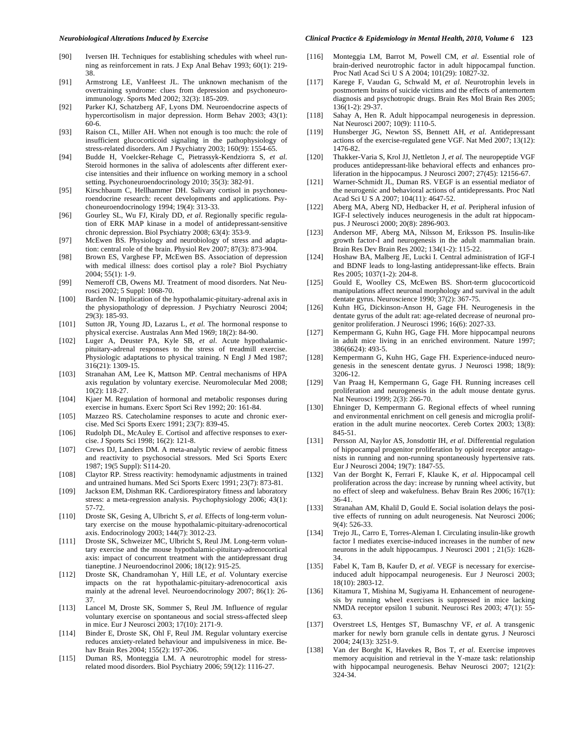[90] Iversen IH. Techniques for establishing schedules with wheel running as reinforcement in rats. J Exp Anal Behav 1993; 60(1): 219-38.

[91] Armstrong LE, VanHeest JL. The unknown mechanism of the overtraining syndrome: clues from depression and psychoneuroimmunology. Sports Med 2002; 32(3): 185-209.

[92] Parker KJ, Schatzberg AF, Lyons DM. Neuroendocrine aspects of hypercortisolism in major depression. Horm Behav 2003; 43(1): 60-6.

[93] Raison CL, Miller AH. When not enough is too much: the role of insufficient glucocorticoid signaling in the pathophysiology of stress-related disorders. Am J Psychiatry 2003; 160(9): 1554-65.

[94] Budde H, Voelcker-Rehage C, Pietrassyk-Kendziorra S, *et al.* Steroid hormones in the saliva of adolescents after different exercise intensities and their influence on working memory in a school setting. Psychoneuroendocrinology 2010; 35(3): 382-91.

[95] Kirschbaum C, Hellhammer DH. Salivary cortisol in psychoneuroendocrine research: recent developments and applications. Psychoneuroendocrinology 1994; 19(4): 313-33.

[96] Gourley SL, Wu FJ, Kiraly DD, *et al.* Regionally specific regulation of ERK MAP kinase in a model of antidepressant-sensitive chronic depression. Biol Psychiatry 2008; 63(4): 353-9.

[97] McEwen BS. Physiology and neurobiology of stress and adaptation: central role of the brain. Physiol Rev 2007; 87(3): 873-904.

[98] Brown ES, Varghese FP, McEwen BS. Association of depression with medical illness: does cortisol play a role? Biol Psychiatry 2004; 55(1): 1-9.

[99] Nemeroff CB, Owens MJ. Treatment of mood disorders. Nat Neurosci 2002; 5 Suppl: 1068-70.

[100] Barden N. Implication of the hypothalamic-pituitary-adrenal axis in the physiopathology of depression. J Psychiatry Neurosci 2004; 29(3): 185-93.

[101] Sutton JR, Young JD, Lazarus L, *et al.* The hormonal response to physical exercise. Australas Ann Med 1969; 18(2): 84-90.

[102] Luger A, Deuster PA, Kyle SB, *et al.* Acute hypothalamic-pituitary-adrenal responses to the stress of treadmill exercise. Physiologic adaptations to physical training. N Engl J Med 1987; 316(21): 1309-15.

[103] Stranahan AM, Lee K, Mattson MP. Central mechanisms of HPA axis regulation by voluntary exercise. Neuromolecular Med 2008; 10(2): 118-27.

[104] Kjaer M. Regulation of hormonal and metabolic responses during exercise in humans. Exerc Sport Sci Rev 1992; 20: 161-84.

[105] Mazzeo RS. Catecholamine responses to acute and chronic exercise. Med Sci Sports Exerc 1991; 23(7): 839-45.

[106] Rudolph DL, McAuley E. Cortisol and affective responses to exercise. J Sports Sci 1998; 16(2): 121-8.

[107] Crews DJ, Landers DM. A meta-analytic review of aerobic fitness and reactivity to psychosocial stressors. Med Sci Sports Exerc 1987; 19(5 Suppl): S114-20.

[108] Claytor RP. Stress reactivity: hemodynamic adjustments in trained and untrained humans. Med Sci Sports Exerc 1991; 23(7): 873-81.

[109] Jackson EM, Dishman RK. Cardiorespiratory fitness and laboratory stress: a meta-regression analysis. Psychophysiology 2006; 43(1): 57-72.

[110] Droste SK, Gesing A, Ulbricht S, *et al.* Effects of long-term voluntary exercise on the mouse hypothalamic-pituitary-adrenocortical axis. Endocrinology 2003; 144(7): 3012-23.

[111] Droste SK, Schweizer MC, Ulbricht S, Reul JM. Long-term voluntary exercise and the mouse hypothalamic-pituitary-adrenocortical axis: impact of concurrent treatment with the antidepressant drug tianeptine. J Neuroendocrinol 2006; 18(12): 915-25.

[112] Droste SK, Chandramohan Y, Hill LE, *et al.* Voluntary exercise impacts on the rat hypothalamic-pituitary-adrenocortical axis mainly at the adrenal level. Neuroendocrinology 2007; 86(1): 26-37.

[113] Lancel M, Droste SK, Sommer S, Reul JM. Influence of regular voluntary exercise on spontaneous and social stress-affected sleep in mice. Eur J Neurosci 2003; 17(10): 2171-9.

[114] Binder E, Droste SK, Ohl F, Reul JM. Regular voluntary exercise reduces anxiety-related behaviour and impulsiveness in mice. Behav Brain Res 2004; 155(2): 197-206.

[115] Duman RS, Monteggia LM. A neurotrophic model for stress-related mood disorders. Biol Psychiatry 2006; 59(12): 1116-27.

[116] Monteggia LM, Barrot M, Powell CM, *et al.* Essential role of brain-derived neurotrophic factor in adult hippocampal function. Proc Natl Acad Sci U S A 2004; 101(29): 10827-32.

[117] Karege F, Vaudan G, Schwald M, *et al.* Neurotrophin levels in postmortem brains of suicide victims and the effects of antemortem diagnosis and psychotropic drugs. Brain Res Mol Brain Res 2005; 136(1-2): 29-37.

[118] Sahay A, Hen R. Adult hippocampal neurogenesis in depression. Nat Neurosci 2007; 10(9): 1110-5.

[119] Hunsberger JG, Newton SS, Bennett AH, *et al.* Antidepressant actions of the exercise-regulated gene VGF. Nat Med 2007; 13(12): 1476-82.

[120] Thakker-Varia S, Krol JJ, Nettleton J, *et al.* The neuropeptide VGF produces antidepressant-like behavioral effects and enhances proliferation in the hippocampus. J Neurosci 2007; 27(45): 12156-67.

[121] Warner-Schmidt JL, Duman RS. VEGF is an essential mediator of the neurogenic and behavioral actions of antidepressants. Proc Natl Acad Sci U S A 2007; 104(11): 4647-52.

[122] Aberg MA, Aberg ND, Hedbacker H, *et al.* Peripheral infusion of IGF-I selectively induces neurogenesis in the adult rat hippocampus. J Neurosci 2000; 20(8): 2896-903.

[123] Anderson MF, Aberg MA, Nilsson M, Eriksson PS. Insulin-like growth factor-I and neurogenesis in the adult mammalian brain. Brain Res Dev Brain Res 2002; 134(1-2): 115-22.

[124] Hoshaw BA, Malberg JE, Lucki I. Central administration of IGF-I and BDNF leads to long-lasting antidepressant-like effects. Brain Res 2005; 1037(1-2): 204-8.

[125] Gould E, Woolley CS, McEwen BS. Short-term glucocorticoid manipulations affect neuronal morphology and survival in the adult dentate gyrus. Neuroscience 1990; 37(2): 367-75.

[126] Kuhn HG, Dickinson-Anson H, Gage FH. Neurogenesis in the dentate gyrus of the adult rat: age-related decrease of neuronal progenitor proliferation. J Neurosci 1996; 16(6): 2027-33.

[127] Kempermann G, Kuhn HG, Gage FH. More hippocampal neurons in adult mice living in an enriched environment. Nature 1997; 386(6624): 493-5.

[128] Kempermann G, Kuhn HG, Gage FH. Experience-induced neurogenesis in the senescent dentate gyrus. J Neurosci 1998; 18(9): 3206-12.

[129] Van Praag H, Kempermann G, Gage FH. Running increases cell proliferation and neurogenesis in the adult mouse dentate gyrus. Nat Neurosci 1999; 2(3): 266-70.

[130] Ehninger D, Kempermann G. Regional effects of wheel running and environmental enrichment on cell genesis and microglia proliferation in the adult murine neocortex. Cereb Cortex 2003; 13(8): 845-51.

[131] Persson AI, Naylor AS, Jonsdottir IH, *et al.* Differential regulation of hippocampal progenitor proliferation by opioid receptor antagonists in running and non-running spontaneously hypertensive rats. Eur J Neurosci 2004; 19(7): 1847-55.

[132] Van der Borght K, Ferrari F, Klauke K, *et al.* Hippocampal cell proliferation across the day: increase by running wheel activity, but no effect of sleep and wakefulness. Behav Brain Res 2006; 167(1): 36-41.

[133] Stranahan AM, Khalil D, Gould E. Social isolation delays the positive effects of running on adult neurogenesis. Nat Neurosci 2006; 9(4): 526-33.

[134] Trejo JL, Carro E, Torres-Aleman I. Circulating insulin-like growth factor I mediates exercise-induced increases in the number of new neurons in the adult hippocampus. J Neurosci 2001 ; 21(5): 1628-34.

[135] Fabel K, Tam B, Kaufer D, *et al.* VEGF is necessary for exercise-induced adult hippocampal neurogenesis. Eur J Neurosci 2003; 18(10): 2803-12.

[136] Kitamura T, Mishina M, Sugiyama H. Enhancement of neurogenesis by running wheel exercises is suppressed in mice lacking NMDA receptor epsilon 1 subunit. Neurosci Res 2003; 47(1): 55-63.

[137] Overstreet LS, Hentges ST, Bumaschny VF, *et al.* A transgenic marker for newly born granule cells in dentate gyrus. J Neurosci 2004; 24(13): 3251-9.

[138] Van der Borght K, Havekes R, Bos T, *et al.* Exercise improves memory acquisition and retrieval in the Y-maze task: relationship with hippocampal neurogenesis. Behav Neurosci 2007; 121(2): 324-34.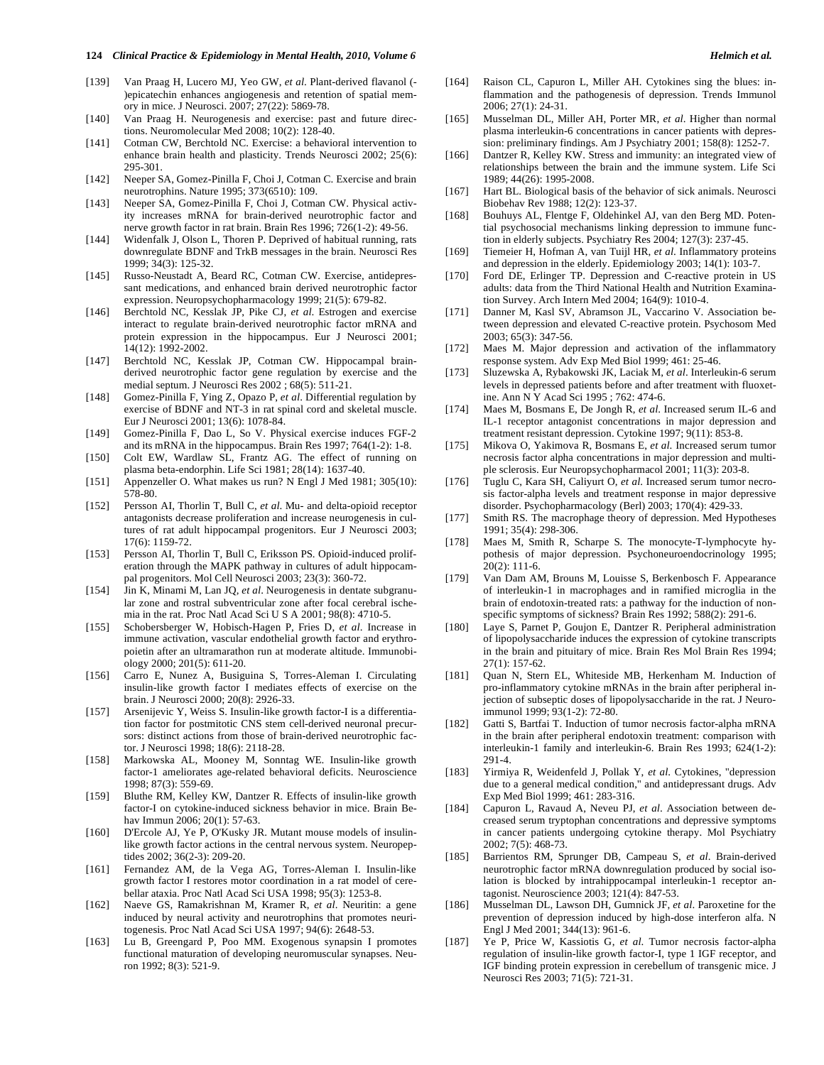[139] Van Praag H, Lucero MJ, Yeo GW, *et al*. Plant-derived flavanol (-)epicatechin enhances angiogenesis and retention of spatial memory in mice. J Neurosci. 2007; 27(22): 5869-78.

[140] Van Praag H. Neurogenesis and exercise: past and future directions. Neuromolecular Med 2008; 10(2): 128-40.

[141] Cotman CW, Berchtold NC. Exercise: a behavioral intervention to enhance brain health and plasticity. Trends Neurosci 2002; 25(6): 295-301.

[142] Neeper SA, Gomez-Pinilla F, Choi J, Cotman C. Exercise and brain neurotrophins. Nature 1995; 373(6510): 109.

[143] Neeper SA, Gomez-Pinilla F, Choi J, Cotman CW. Physical activity increases mRNA for brain-derived neurotrophic factor and nerve growth factor in rat brain. Brain Res 1996; 726(1-2): 49-56.

[144] Widenfalk J, Olson L, Thoren P. Deprived of habitual running, rats downregulate BDNF and TrkB messages in the brain. Neurosci Res 1999; 34(3): 125-32.

[145] Russo-Neustadt A, Beard RC, Cotman CW. Exercise, antidepressant medications, and enhanced brain derived neurotrophic factor expression. Neuropsychopharmacology 1999; 21(5): 679-82.

[146] Berchtold NC, Kesslak JP, Pike CJ, *et al.* Estrogen and exercise interact to regulate brain-derived neurotrophic factor mRNA and protein expression in the hippocampus. Eur J Neurosci 2001; 14(12): 1992-2002.

[147] Berchtold NC, Kesslak JP, Cotman CW. Hippocampal brain-derived neurotrophic factor gene regulation by exercise and the medial septum. J Neurosci Res 2002 ; 68(5): 511-21.

[148] Gomez-Pinilla F, Ying Z, Opazo P, *et al*. Differential regulation by exercise of BDNF and NT-3 in rat spinal cord and skeletal muscle. Eur J Neurosci 2001; 13(6): 1078-84.

[149] Gomez-Pinilla F, Dao L, So V. Physical exercise induces FGF-2 and its mRNA in the hippocampus. Brain Res 1997; 764(1-2): 1-8.

[150] Colt EW, Wardlaw SL, Frantz AG. The effect of running on plasma beta-endorphin. Life Sci 1981; 28(14): 1637-40.

[151] Appenzeller O. What makes us run? N Engl J Med 1981; 305(10): 578-80.

[152] Persson AI, Thorlin T, Bull C, *et al*. Mu- and delta-opioid receptor antagonists decrease proliferation and increase neurogenesis in cultures of rat adult hippocampal progenitors. Eur J Neurosci 2003; 17(6): 1159-72.

[153] Persson AI, Thorlin T, Bull C, Eriksson PS. Opioid-induced proliferation through the MAPK pathway in cultures of adult hippocampal progenitors. Mol Cell Neurosci 2003; 23(3): 360-72.

[154] Jin K, Minami M, Lan JQ, *et al*. Neurogenesis in dentate subgranular zone and rostral subventricular zone after focal cerebral ischemia in the rat. Proc Natl Acad Sci U S A 2001; 98(8): 4710-5.

[155] Schobersberger W, Hobisch-Hagen P, Fries D, *et al*. Increase in immune activation, vascular endothelial growth factor and erythropoietin after an ultramarathon run at moderate altitude. Immunobiology 2000; 201(5): 611-20.

[156] Carro E, Nunez A, Busiguina S, Torres-Aleman I. Circulating insulin-like growth factor I mediates effects of exercise on the brain. J Neurosci 2000; 20(8): 2926-33.

[157] Arsenijevic Y, Weiss S. Insulin-like growth factor-I is a differentiation factor for postmitotic CNS stem cell-derived neuronal precursors: distinct actions from those of brain-derived neurotrophic factor. J Neurosci 1998; 18(6): 2118-28.

[158] Markowska AL, Mooney M, Sonntag WE. Insulin-like growth factor-1 ameliorates age-related behavioral deficits. Neuroscience 1998; 87(3): 559-69.

[159] Bluthe RM, Kelley KW, Dantzer R. Effects of insulin-like growth factor-I on cytokine-induced sickness behavior in mice. Brain Behav Immun 2006; 20(1): 57-63.

[160] D'Ercole AJ, Ye P, O'Kusky JR. Mutant mouse models of insulin-like growth factor actions in the central nervous system. Neuropeptides 2002; 36(2-3): 209-20.

[161] Fernandez AM, de la Vega AG, Torres-Aleman I. Insulin-like growth factor I restores motor coordination in a rat model of cerebellar ataxia. Proc Natl Acad Sci USA 1998; 95(3): 1253-8.

[162] Naeve GS, Ramakrishnan M, Kramer R, *et al*. Neuritin: a gene induced by neural activity and neurotrophins that promotes neuritogenesis. Proc Natl Acad Sci USA 1997; 94(6): 2648-53.

[163] Lu B, Greengard P, Poo MM. Exogenous synapsin I promotes functional maturation of developing neuromuscular synapses. Neuron 1992; 8(3): 521-9.

[164] Raison CL, Capuron L, Miller AH. Cytokines sing the blues: inflammation and the pathogenesis of depression. Trends Immunol 2006; 27(1): 24-31.

[165] Musselman DL, Miller AH, Porter MR, *et al*. Higher than normal plasma interleukin-6 concentrations in cancer patients with depression: preliminary findings. Am J Psychiatry 2001; 158(8): 1252-7.

[166] Dantzer R, Kelley KW. Stress and immunity: an integrated view of relationships between the brain and the immune system. Life Sci 1989; 44(26): 1995-2008.

[167] Hart BL. Biological basis of the behavior of sick animals. Neurosci Biobehav Rev 1988; 12(2): 123-37.

[168] Bouhuys AL, Flentge F, Oldehinkel AJ, van den Berg MD. Potential psychosocial mechanisms linking depression to immune function in elderly subjects. Psychiatry Res 2004; 127(3): 237-45.

[169] Tiemeier H, Hofman A, van Tuijl HR, *et al*. Inflammatory proteins and depression in the elderly. Epidemiology 2003; 14(1): 103-7.

[170] Ford DE, Erlinger TP. Depression and C-reactive protein in US adults: data from the Third National Health and Nutrition Examination Survey. Arch Intern Med 2004; 164(9): 1010-4.

[171] Danner M, Kasl SV, Abramson JL, Vaccarino V. Association between depression and elevated C-reactive protein. Psychosom Med 2003; 65(3): 347-56.

[172] Maes M. Major depression and activation of the inflammatory response system. Adv Exp Med Biol 1999; 461: 25-46.

[173] Sluzewska A, Rybakowski JK, Laciak M, *et al*. Interleukin-6 serum levels in depressed patients before and after treatment with fluoxetine. Ann N Y Acad Sci 1995 ; 762: 474-6.

[174] Maes M, Bosmans E, De Jongh R, *et al.* Increased serum IL-6 and IL-1 receptor antagonist concentrations in major depression and treatment resistant depression. Cytokine 1997; 9(11): 853-8.

[175] Mikova O, Yakimova R, Bosmans E, *et al.* Increased serum tumor necrosis factor alpha concentrations in major depression and multiple sclerosis. Eur Neuropsychopharmacol 2001; 11(3): 203-8.

[176] Tuglu C, Kara SH, Caliyurt O, *et al.* Increased serum tumor necrosis factor-alpha levels and treatment response in major depressive disorder. Psychopharmacology (Berl) 2003; 170(4): 429-33.

[177] Smith RS. The macrophage theory of depression. Med Hypotheses 1991; 35(4): 298-306.

[178] Maes M, Smith R, Scharpe S. The monocyte-T-lymphocyte hypothesis of major depression. Psychoneuroendocrinology 1995; 20(2): 111-6.

[179] Van Dam AM, Brouns M, Louisse S, Berkenbosch F. Appearance of interleukin-1 in macrophages and in ramified microglia in the brain of endotoxin-treated rats: a pathway for the induction of non-specific symptoms of sickness? Brain Res 1992; 588(2): 291-6.

[180] Laye S, Parnet P, Goujon E, Dantzer R. Peripheral administration of lipopolysaccharide induces the expression of cytokine transcripts in the brain and pituitary of mice. Brain Res Mol Brain Res 1994; 27(1): 157-62.

[181] Quan N, Stern EL, Whiteside MB, Herkenham M. Induction of pro-inflammatory cytokine mRNAs in the brain after peripheral injection of subseptic doses of lipopolysaccharide in the rat. J Neuroimmunol 1999; 93(1-2): 72-80.

[182] Gatti S, Bartfai T. Induction of tumor necrosis factor-alpha mRNA in the brain after peripheral endotoxin treatment: comparison with interleukin-1 family and interleukin-6. Brain Res 1993; 624(1-2): 291-4.

[183] Yirmiya R, Weidenfeld J, Pollak Y, *et al.* Cytokines, "depression due to a general medical condition," and antidepressant drugs. Adv Exp Med Biol 1999; 461: 283-316.

[184] Capuron L, Ravaud A, Neveu PJ, *et al*. Association between decreased serum tryptophan concentrations and depressive symptoms in cancer patients undergoing cytokine therapy. Mol Psychiatry 2002; 7(5): 468-73.

[185] Barrientos RM, Sprunger DB, Campeau S, *et al*. Brain-derived neurotrophic factor mRNA downregulation produced by social isolation is blocked by intrahippocampal interleukin-1 receptor antagonist. Neuroscience 2003; 121(4): 847-53.

[186] Musselman DL, Lawson DH, Gumnick JF, *et al*. Paroxetine for the prevention of depression induced by high-dose interferon alfa. N Engl J Med 2001; 344(13): 961-6.

[187] Ye P, Price W, Kassiotis G, *et al.* Tumor necrosis factor-alpha regulation of insulin-like growth factor-I, type 1 IGF receptor, and IGF binding protein expression in cerebellum of transgenic mice. J Neurosci Res 2003; 71(5): 721-31.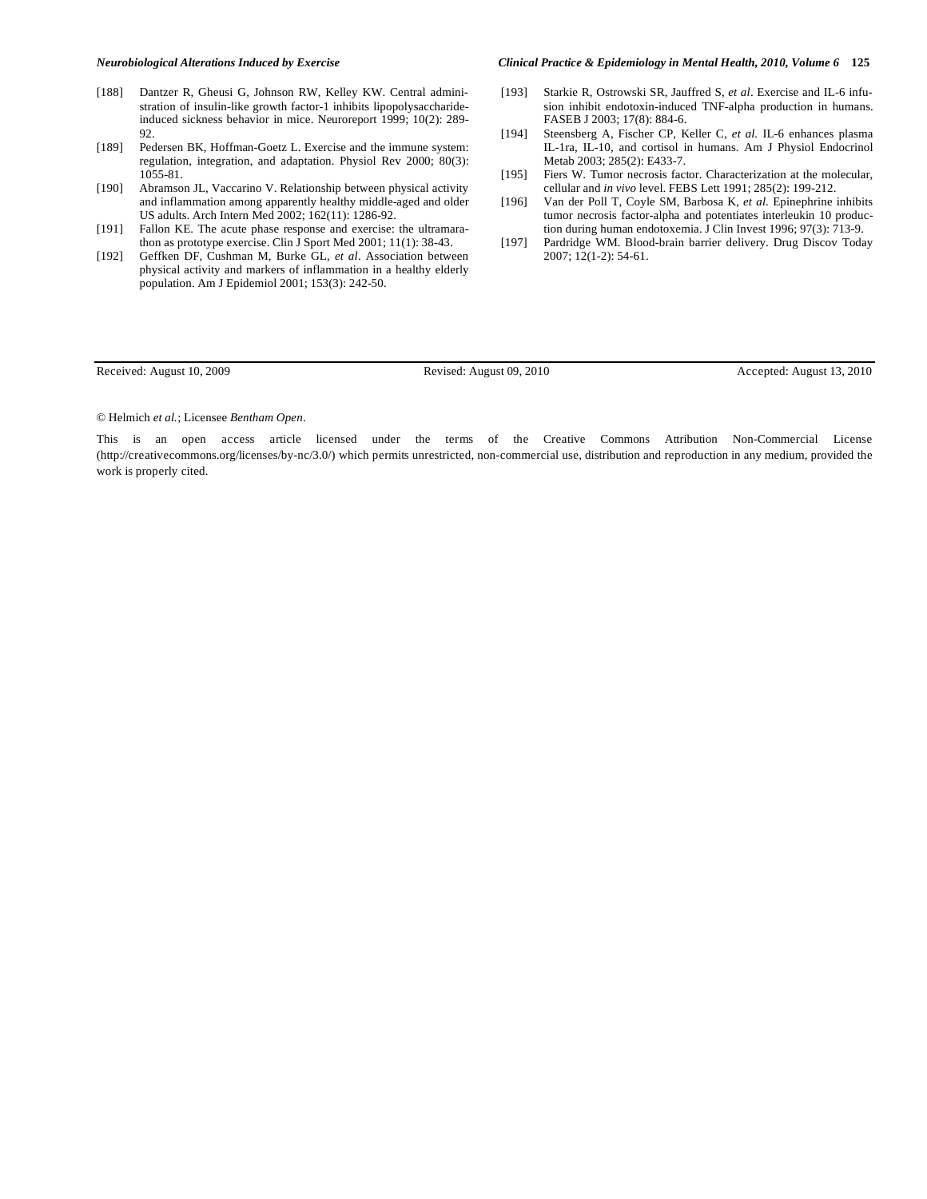[188] Dantzer R, Gheusi G, Johnson RW, Kelley KW. Central administration of insulin-like growth factor-1 inhibits lipopolysaccharide-induced sickness behavior in mice. Neuroreport 1999; 10(2): 289-92.

[189] Pedersen BK, Hoffman-Goetz L. Exercise and the immune system: regulation, integration, and adaptation. Physiol Rev 2000; 80(3): 1055-81.

[190] Abramson JL, Vaccarino V. Relationship between physical activity and inflammation among apparently healthy middle-aged and older US adults. Arch Intern Med 2002; 162(11): 1286-92.

[191] Fallon KE. The acute phase response and exercise: the ultramarathon as prototype exercise. Clin J Sport Med 2001; 11(1): 38-43.

[192] Geffken DF, Cushman M, Burke GL, *et al*. Association between physical activity and markers of inflammation in a healthy elderly population. Am J Epidemiol 2001; 153(3): 242-50.

[193] Starkie R, Ostrowski SR, Jauffred S, *et al*. Exercise and IL-6 infusion inhibit endotoxin-induced TNF-alpha production in humans. FASEB J 2003; 17(8): 884-6.

[194] Steensberg A, Fischer CP, Keller C, *et al.* IL-6 enhances plasma IL-1ra, IL-10, and cortisol in humans. Am J Physiol Endocrinol Metab 2003; 285(2): E433-7.

[195] Fiers W. Tumor necrosis factor. Characterization at the molecular, cellular and *in vivo* level. FEBS Lett 1991; 285(2): 199-212.

[196] Van der Poll T, Coyle SM, Barbosa K, *et al*. Epinephrine inhibits tumor necrosis factor-alpha and potentiates interleukin 10 production during human endotoxemia. J Clin Invest 1996; 97(3): 713-9.

[197] Pardridge WM. Blood-brain barrier delivery. Drug Discov Today 2007; 12(1-2): 54-61.

Received: August 10, 2009 Revised: August 09, 2010 Accepted: August 13, 2010

© Helmich *et al.*; Licensee *Bentham Open*.

This is an open access article licensed under the terms of the Creative Commons Attribution Non-Commercial License (http://creativecommons.org/licenses/by-nc/3.0/) which permits unrestricted, non-commercial use, distribution and reproduction in any medium, provided the work is properly cited.